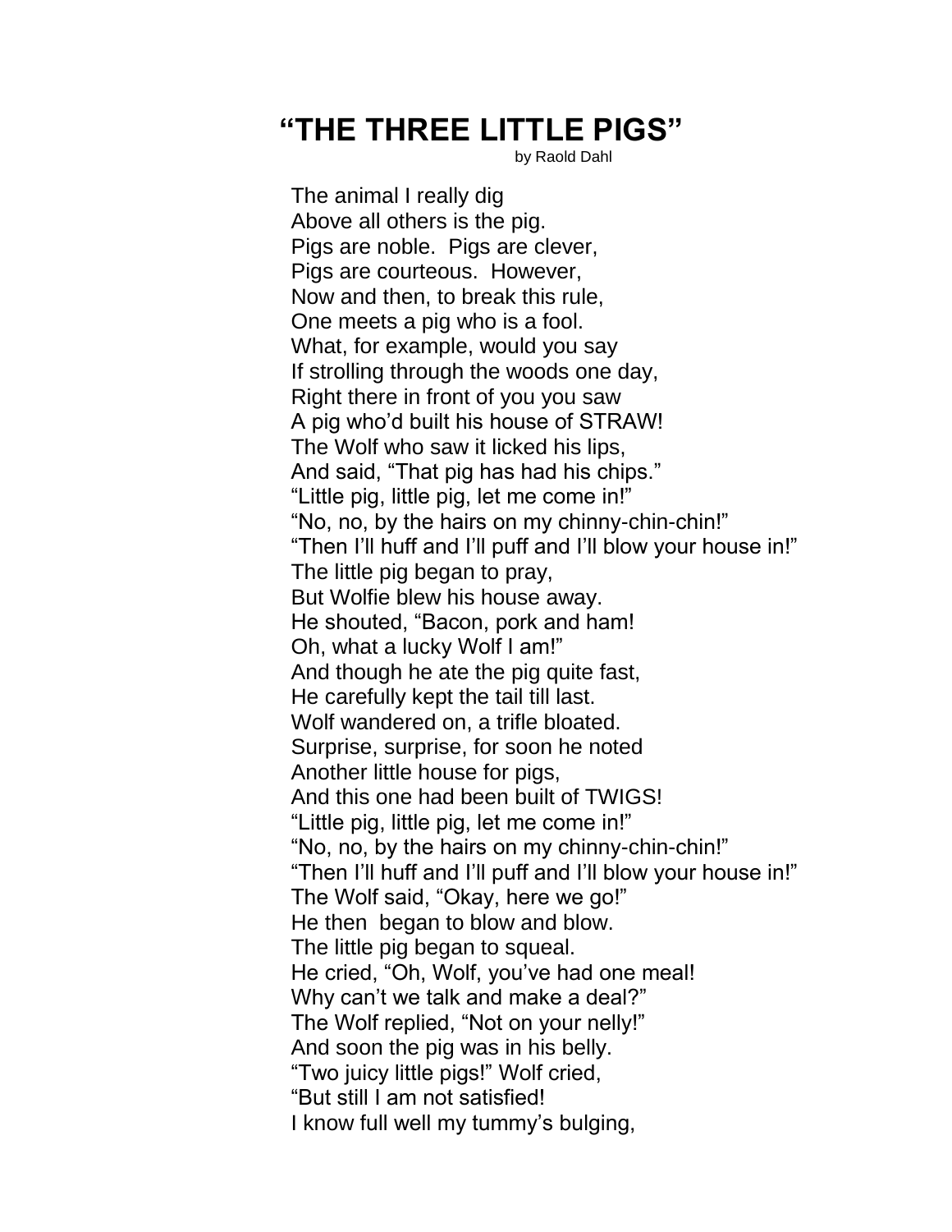# "THE THREE LITTLE PIGS"

by Raold Dahl

The animal I really dig
Above all others is the pig.
Pigs are noble. Pigs are clever,
Pigs are courteous. However,
Now and then, to break this rule,
One meets a pig who is a fool.
What, for example, would you say
If strolling through the woods one day,
Right there in front of you you saw
A pig who'd built his house of STRAW!
The Wolf who saw it licked his lips,
And said, "That pig has had his chips."
"Little pig, little pig, let me come in!"
"No, no, by the hairs on my chinny-chin-chin!"
"Then I'll huff and I'll puff and I'll blow your house in!"
The little pig began to pray,
But Wolfie blew his house away.
He shouted, "Bacon, pork and ham!
Oh, what a lucky Wolf I am!"
And though he ate the pig quite fast,
He carefully kept the tail till last.
Wolf wandered on, a trifle bloated.
Surprise, surprise, for soon he noted
Another little house for pigs,
And this one had been built of TWIGS!
"Little pig, little pig, let me come in!"
"No, no, by the hairs on my chinny-chin-chin!"
"Then I'll huff and I'll puff and I'll blow your house in!"
The Wolf said, "Okay, here we go!"
He then began to blow and blow.
The little pig began to squeal.
He cried, "Oh, Wolf, you've had one meal!
Why can't we talk and make a deal?"
The Wolf replied, "Not on your nelly!"
And soon the pig was in his belly.
"Two juicy little pigs!" Wolf cried,
"But still I am not satisfied!
I know full well my tummy's bulging,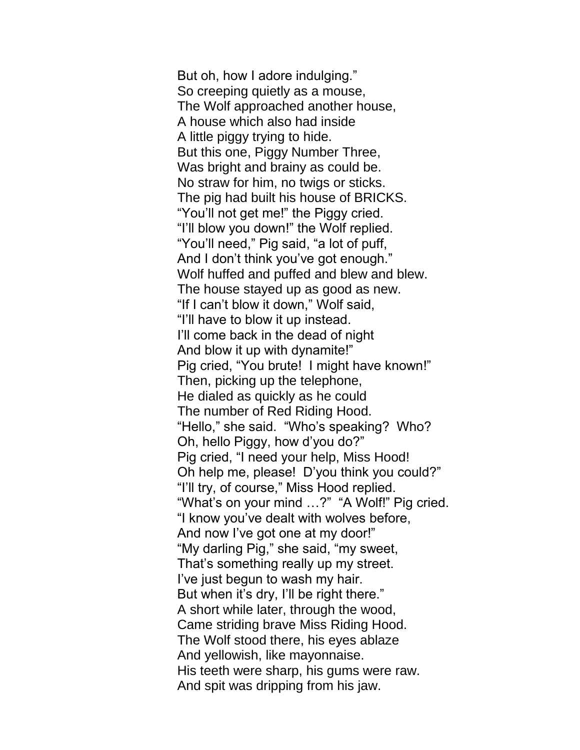But oh, how I adore indulging."
So creeping quietly as a mouse,
The Wolf approached another house,
A house which also had inside
A little piggy trying to hide.
But this one, Piggy Number Three,
Was bright and brainy as could be.
No straw for him, no twigs or sticks.
The pig had built his house of BRICKS.
"You'll not get me!" the Piggy cried.
"I'll blow you down!" the Wolf replied.
"You'll need," Pig said, "a lot of puff,
And I don't think you've got enough."
Wolf huffed and puffed and blew and blew.
The house stayed up as good as new.
"If I can't blow it down," Wolf said,
"I'll have to blow it up instead.
I'll come back in the dead of night
And blow it up with dynamite!"
Pig cried, "You brute! I might have known!"
Then, picking up the telephone,
He dialed as quickly as he could
The number of Red Riding Hood.
"Hello," she said. "Who's speaking? Who?
Oh, hello Piggy, how d'you do?"
Pig cried, "I need your help, Miss Hood!
Oh help me, please! D'you think you could?"
"I'll try, of course," Miss Hood replied.
"What's on your mind …?" "A Wolf!" Pig cried.
"I know you've dealt with wolves before,
And now I've got one at my door!"
"My darling Pig," she said, "my sweet,
That's something really up my street.
I've just begun to wash my hair.
But when it's dry, I'll be right there."
A short while later, through the wood,
Came striding brave Miss Riding Hood.
The Wolf stood there, his eyes ablaze
And yellowish, like mayonnaise.
His teeth were sharp, his gums were raw.
And spit was dripping from his jaw.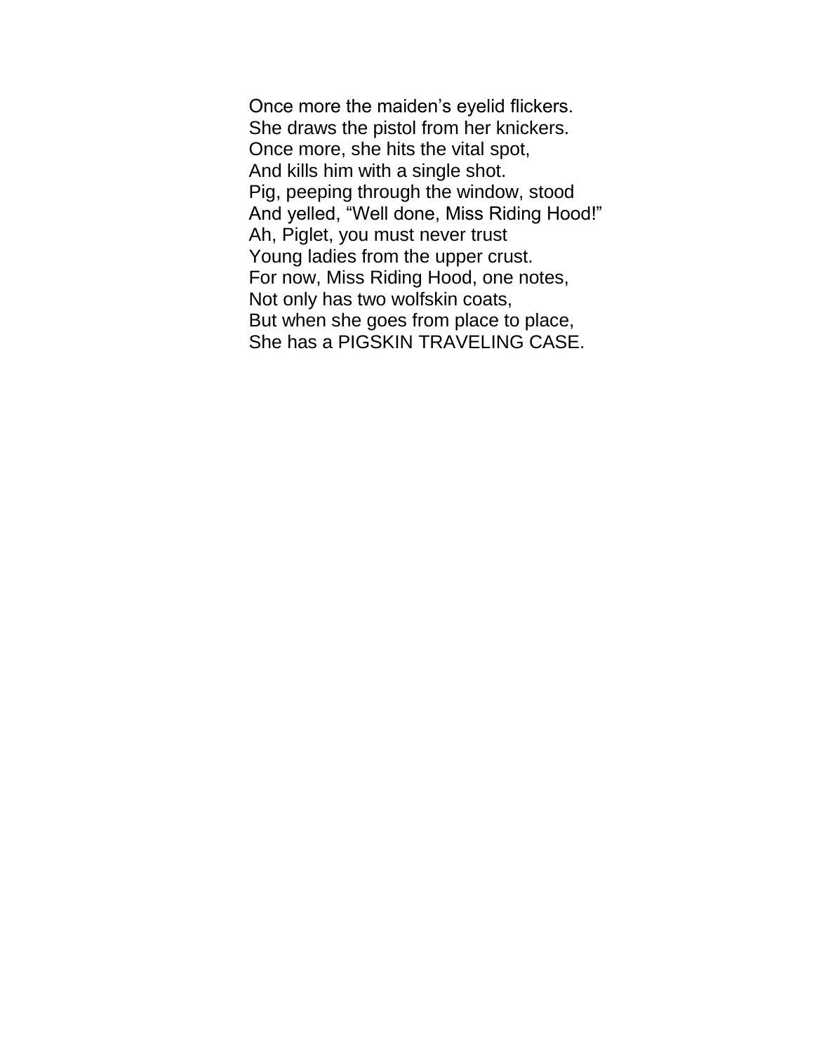Once more the maiden's eyelid flickers.  
She draws the pistol from her knickers.  
Once more, she hits the vital spot,  
And kills him with a single shot.  
Pig, peeping through the window, stood  
And yelled, "Well done, Miss Riding Hood!"  
Ah, Piglet, you must never trust  
Young ladies from the upper crust.  
For now, Miss Riding Hood, one notes,  
Not only has two wolfskin coats,  
But when she goes from place to place,  
She has a PIGSKIN TRAVELING CASE.